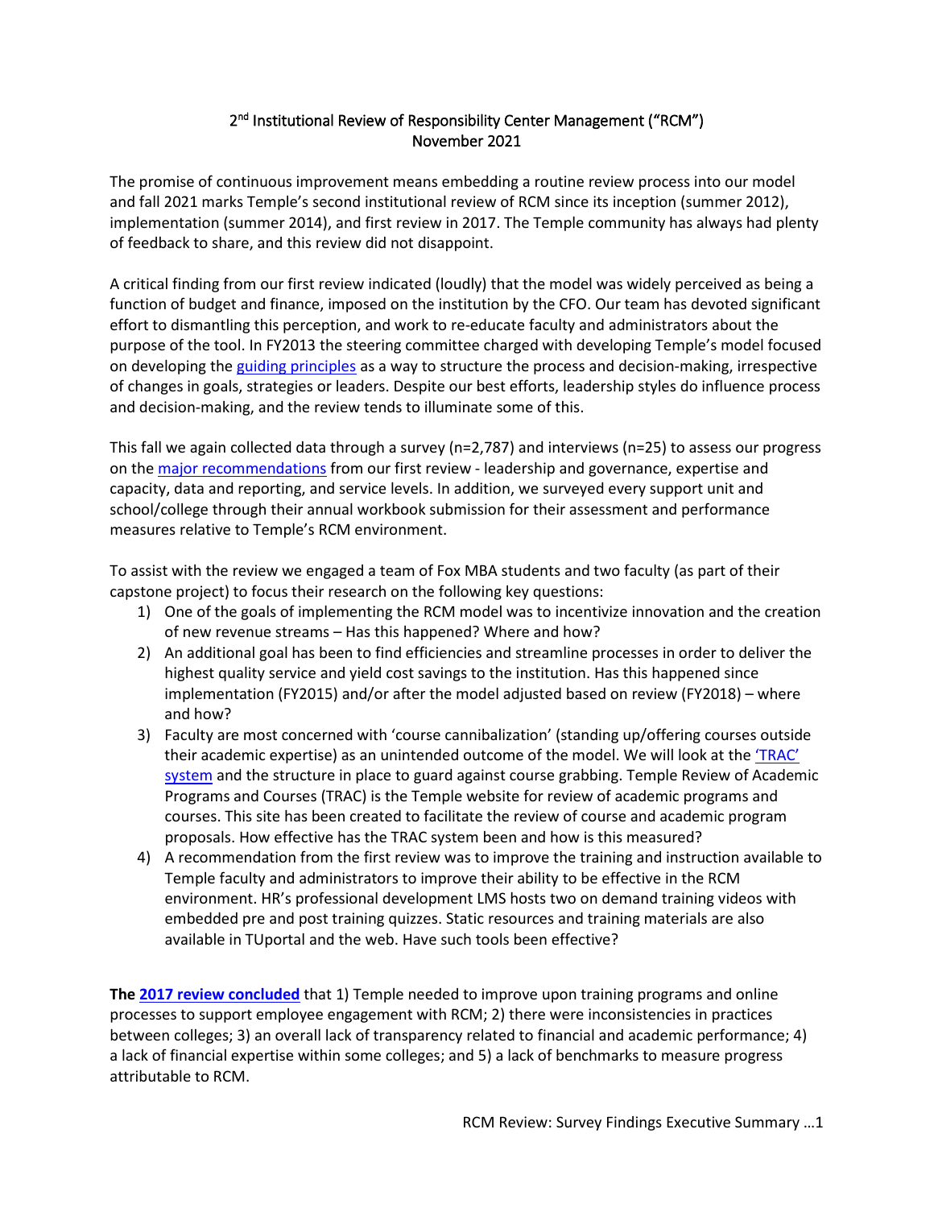# 2nd Institutional Review of Responsibility Center Management ("RCM")
November 2021

The promise of continuous improvement means embedding a routine review process into our model and fall 2021 marks Temple's second institutional review of RCM since its inception (summer 2012), implementation (summer 2014), and first review in 2017. The Temple community has always had plenty of feedback to share, and this review did not disappoint.

A critical finding from our first review indicated (loudly) that the model was widely perceived as being a function of budget and finance, imposed on the institution by the CFO. Our team has devoted significant effort to dismantling this perception, and work to re-educate faculty and administrators about the purpose of the tool. In FY2013 the steering committee charged with developing Temple's model focused on developing the guiding principles as a way to structure the process and decision-making, irrespective of changes in goals, strategies or leaders. Despite our best efforts, leadership styles do influence process and decision-making, and the review tends to illuminate some of this.

This fall we again collected data through a survey (n=2,787) and interviews (n=25) to assess our progress on the major recommendations from our first review - leadership and governance, expertise and capacity, data and reporting, and service levels. In addition, we surveyed every support unit and school/college through their annual workbook submission for their assessment and performance measures relative to Temple's RCM environment.

To assist with the review we engaged a team of Fox MBA students and two faculty (as part of their capstone project) to focus their research on the following key questions:

1) One of the goals of implementing the RCM model was to incentivize innovation and the creation of new revenue streams – Has this happened? Where and how?
2) An additional goal has been to find efficiencies and streamline processes in order to deliver the highest quality service and yield cost savings to the institution. Has this happened since implementation (FY2015) and/or after the model adjusted based on review (FY2018) – where and how?
3) Faculty are most concerned with 'course cannibalization' (standing up/offering courses outside their academic expertise) as an unintended outcome of the model. We will look at the 'TRAC' system and the structure in place to guard against course grabbing. Temple Review of Academic Programs and Courses (TRAC) is the Temple website for review of academic programs and courses. This site has been created to facilitate the review of course and academic program proposals. How effective has the TRAC system been and how is this measured?
4) A recommendation from the first review was to improve the training and instruction available to Temple faculty and administrators to improve their ability to be effective in the RCM environment. HR's professional development LMS hosts two on demand training videos with embedded pre and post training quizzes. Static resources and training materials are also available in TUportal and the web. Have such tools been effective?

**The 2017 review concluded** that 1) Temple needed to improve upon training programs and online processes to support employee engagement with RCM; 2) there were inconsistencies in practices between colleges; 3) an overall lack of transparency related to financial and academic performance; 4) a lack of financial expertise within some colleges; and 5) a lack of benchmarks to measure progress attributable to RCM.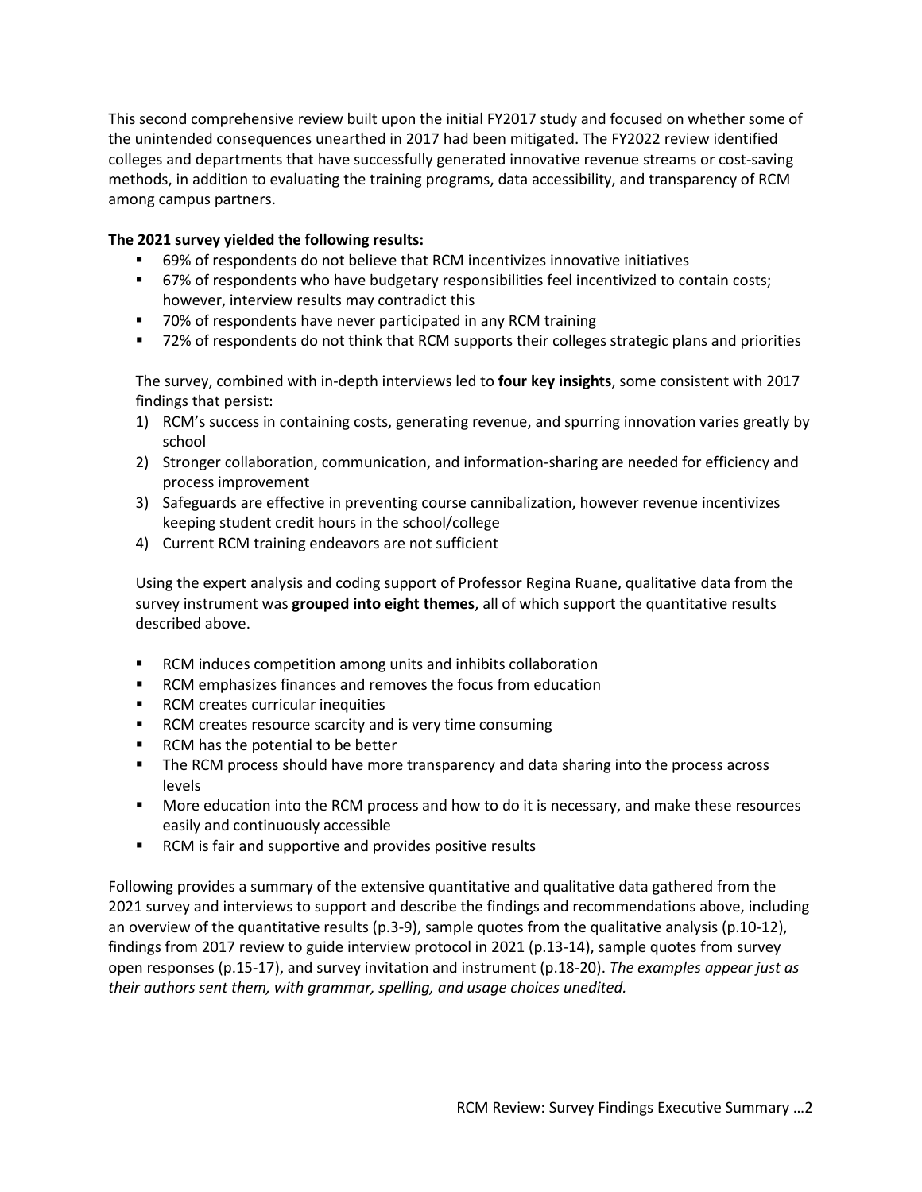This second comprehensive review built upon the initial FY2017 study and focused on whether some of the unintended consequences unearthed in 2017 had been mitigated. The FY2022 review identified colleges and departments that have successfully generated innovative revenue streams or cost-saving methods, in addition to evaluating the training programs, data accessibility, and transparency of RCM among campus partners.

**The 2021 survey yielded the following results:**

- 69% of respondents do not believe that RCM incentivizes innovative initiatives
- 67% of respondents who have budgetary responsibilities feel incentivized to contain costs; however, interview results may contradict this
- 70% of respondents have never participated in any RCM training
- 72% of respondents do not think that RCM supports their colleges strategic plans and priorities

The survey, combined with in-depth interviews led to **four key insights**, some consistent with 2017 findings that persist:

1) RCM's success in containing costs, generating revenue, and spurring innovation varies greatly by school
2) Stronger collaboration, communication, and information-sharing are needed for efficiency and process improvement
3) Safeguards are effective in preventing course cannibalization, however revenue incentivizes keeping student credit hours in the school/college
4) Current RCM training endeavors are not sufficient

Using the expert analysis and coding support of Professor Regina Ruane, qualitative data from the survey instrument was **grouped into eight themes**, all of which support the quantitative results described above.

- RCM induces competition among units and inhibits collaboration
- RCM emphasizes finances and removes the focus from education
- RCM creates curricular inequities
- RCM creates resource scarcity and is very time consuming
- RCM has the potential to be better
- The RCM process should have more transparency and data sharing into the process across levels
- More education into the RCM process and how to do it is necessary, and make these resources easily and continuously accessible
- RCM is fair and supportive and provides positive results

Following provides a summary of the extensive quantitative and qualitative data gathered from the 2021 survey and interviews to support and describe the findings and recommendations above, including an overview of the quantitative results (p.3-9), sample quotes from the qualitative analysis (p.10-12), findings from 2017 review to guide interview protocol in 2021 (p.13-14), sample quotes from survey open responses (p.15-17), and survey invitation and instrument (p.18-20). *The examples appear just as their authors sent them, with grammar, spelling, and usage choices unedited.*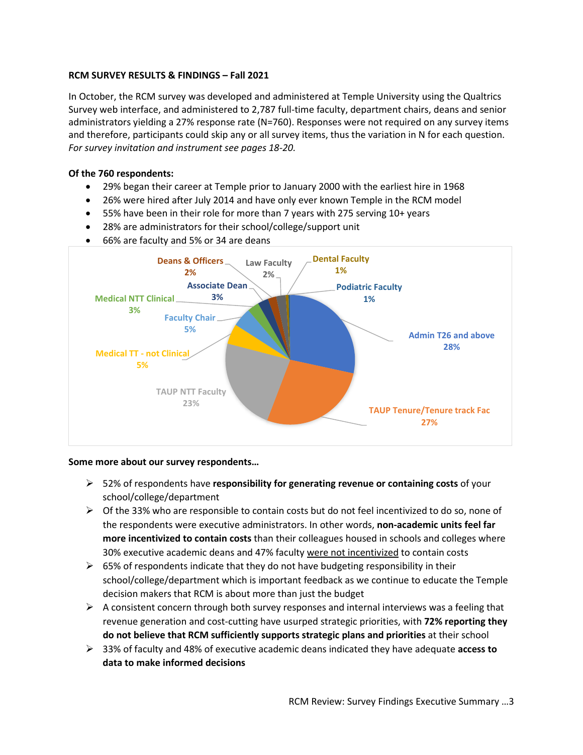**RCM SURVEY RESULTS & FINDINGS – Fall 2021**

In October, the RCM survey was developed and administered at Temple University using the Qualtrics Survey web interface, and administered to 2,787 full-time faculty, department chairs, deans and senior administrators yielding a 27% response rate (N=760). Responses were not required on any survey items and therefore, participants could skip any or all survey items, thus the variation in N for each question. *For survey invitation and instrument see pages 18-20.*

**Of the 760 respondents:**

- 29% began their career at Temple prior to January 2000 with the earliest hire in 1968
- 26% were hired after July 2014 and have only ever known Temple in the RCM model
- 55% have been in their role for more than 7 years with 275 serving 10+ years
- 28% are administrators for their school/college/support unit
- 66% are faculty and 5% or 34 are deans

| Category | Percent |
| --- | --- |
| Admin T26 and above | 28% |
| TAUP Tenure/Tenure track Fac | 27% |
| TAUP NTT Faculty | 23% |
| Medical TT - not Clinical | 5% |
| Faculty Chair | 5% |
| Medical NTT Clinical | 3% |
| Associate Dean | 3% |
| Deans & Officers | 2% |
| Law Faculty | 2% |
| Dental Faculty | 1% |
| Podiatric Faculty | 1% |

**Some more about our survey respondents…**

- 52% of respondents have **responsibility for generating revenue or containing costs** of your school/college/department
- Of the 33% who are responsible to contain costs but do not feel incentivized to do so, none of the respondents were executive administrators. In other words, **non-academic units feel far more incentivized to contain costs** than their colleagues housed in schools and colleges where 30% executive academic deans and 47% faculty <u>were not incentivized</u> to contain costs
- 65% of respondents indicate that they do not have budgeting responsibility in their school/college/department which is important feedback as we continue to educate the Temple decision makers that RCM is about more than just the budget
- A consistent concern through both survey responses and internal interviews was a feeling that revenue generation and cost-cutting have usurped strategic priorities, with **72% reporting they do not believe that RCM sufficiently supports strategic plans and priorities** at their school
- 33% of faculty and 48% of executive academic deans indicated they have adequate **access to data to make informed decisions**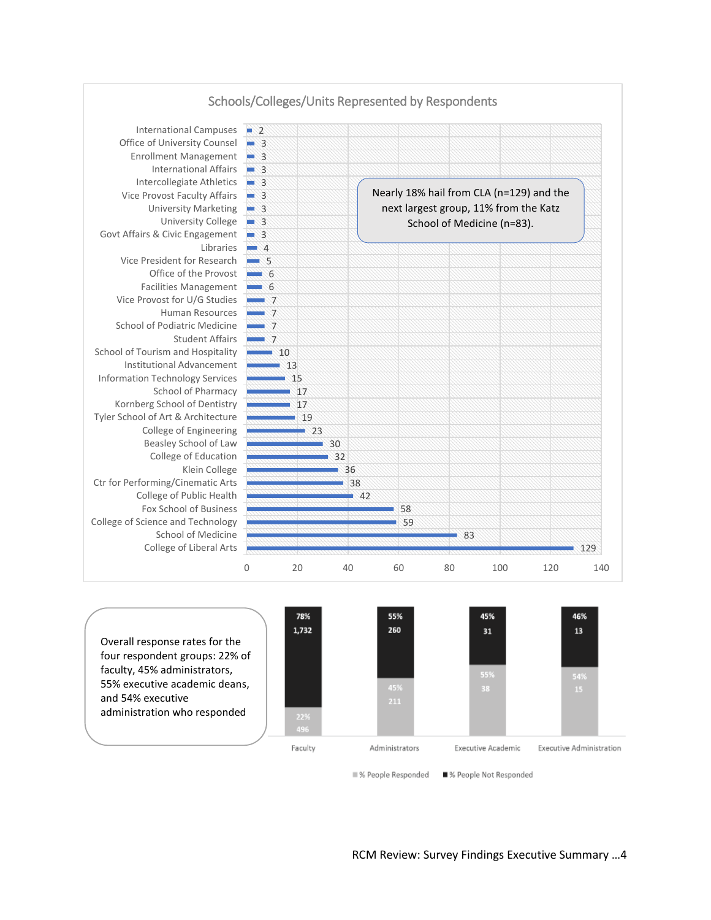## Schools/Colleges/Units Represented by Respondents

| School/College/Unit | Respondents |
|---|---|
| International Campuses | 2 |
| Office of University Counsel | 3 |
| Enrollment Management | 3 |
| International Affairs | 3 |
| Intercollegiate Athletics | 3 |
| Vice Provost Faculty Affairs | 3 |
| University Marketing | 3 |
| University College | 3 |
| Govt Affairs & Civic Engagement | 3 |
| Libraries | 4 |
| Vice President for Research | 5 |
| Office of the Provost | 6 |
| Facilities Management | 6 |
| Vice Provost for U/G Studies | 7 |
| Human Resources | 7 |
| School of Podiatric Medicine | 7 |
| Student Affairs | 7 |
| School of Tourism and Hospitality | 10 |
| Institutional Advancement | 13 |
| Information Technology Services | 15 |
| School of Pharmacy | 17 |
| Kornberg School of Dentistry | 17 |
| Tyler School of Art & Architecture | 19 |
| College of Engineering | 23 |
| Beasley School of Law | 30 |
| College of Education | 32 |
| Klein College | 36 |
| Ctr for Performing/Cinematic Arts | 38 |
| College of Public Health | 42 |
| Fox School of Business | 58 |
| College of Science and Technology | 59 |
| School of Medicine | 83 |
| College of Liberal Arts | 129 |

Nearly 18% hail from CLA (n=129) and the next largest group, 11% from the Katz School of Medicine (n=83).

Overall response rates for the four respondent groups: 22% of faculty, 45% administrators, 55% executive academic deans, and 54% executive administration who responded

| Group | % People Responded | % People Not Responded |
|---|---|---|
| Faculty | 22% (496) | 78% (1,732) |
| Administrators | 45% (211) | 55% (260) |
| Executive Academic | 55% (38) | 45% (31) |
| Executive Administration | 54% (15) | 46% (13) |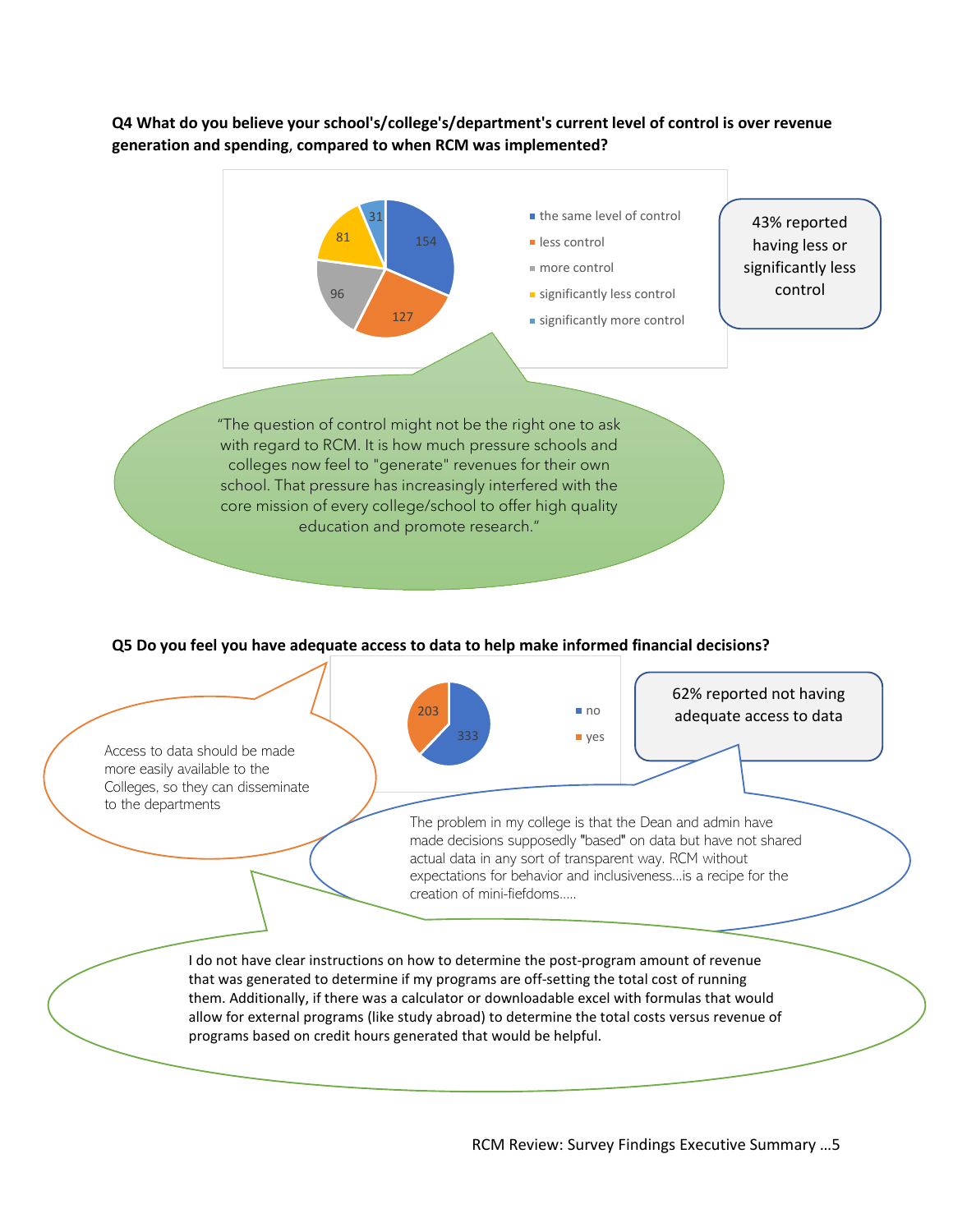**Q4 What do you believe your school's/college's/department's current level of control is over revenue generation and spending, compared to when RCM was implemented?**

| Response | Count |
| --- | --- |
| the same level of control | 154 |
| less control | 127 |
| more control | 96 |
| significantly less control | 81 |
| significantly more control | 31 |

43% reported having less or significantly less control

"The question of control might not be the right one to ask with regard to RCM. It is how much pressure schools and colleges now feel to "generate" revenues for their own school. That pressure has increasingly interfered with the core mission of every college/school to offer high quality education and promote research."

**Q5 Do you feel you have adequate access to data to help make informed financial decisions?**

| Response | Count |
| --- | --- |
| no | 333 |
| yes | 203 |

62% reported not having adequate access to data

Access to data should be made more easily available to the Colleges, so they can disseminate to the departments

The problem in my college is that the Dean and admin have made decisions supposedly "based" on data but have not shared actual data in any sort of transparent way. RCM without expectations for behavior and inclusiveness...is a recipe for the creation of mini-fiefdoms.....

I do not have clear instructions on how to determine the post-program amount of revenue that was generated to determine if my programs are off-setting the total cost of running them. Additionally, if there was a calculator or downloadable excel with formulas that would allow for external programs (like study abroad) to determine the total costs versus revenue of programs based on credit hours generated that would be helpful.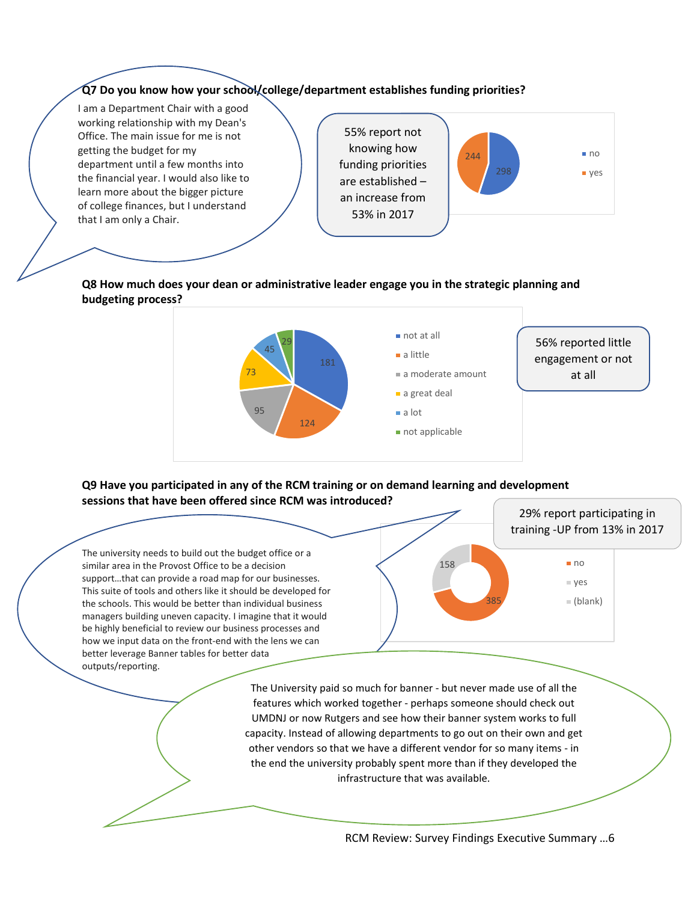**Q7 Do you know how your school/college/department establishes funding priorities?**

I am a Department Chair with a good working relationship with my Dean's Office. The main issue for me is not getting the budget for my department until a few months into the financial year. I would also like to learn more about the bigger picture of college finances, but I understand that I am only a Chair.

55% report not knowing how funding priorities are established – an increase from 53% in 2017

| Response | Count |
|---|---|
| no | 298 |
| yes | 244 |

**Q8 How much does your dean or administrative leader engage you in the strategic planning and budgeting process?**

| Response | Count |
|---|---|
| not at all | 181 |
| a little | 124 |
| a moderate amount | 95 |
| a great deal | 73 |
| a lot | 45 |
| not applicable | 29 |

56% reported little engagement or not at all

**Q9 Have you participated in any of the RCM training or on demand learning and development sessions that have been offered since RCM was introduced?**

29% report participating in training -UP from 13% in 2017

| Response | Count |
|---|---|
| no | 385 |
| yes | 158 |
| (blank) | |

The university needs to build out the budget office or a similar area in the Provost Office to be a decision support…that can provide a road map for our businesses. This suite of tools and others like it should be developed for the schools. This would be better than individual business managers building uneven capacity. I imagine that it would be highly beneficial to review our business processes and how we input data on the front-end with the lens we can better leverage Banner tables for better data outputs/reporting.

The University paid so much for banner - but never made use of all the features which worked together - perhaps someone should check out UMDNJ or now Rutgers and see how their banner system works to full capacity. Instead of allowing departments to go out on their own and get other vendors so that we have a different vendor for so many items - in the end the university probably spent more than if they developed the infrastructure that was available.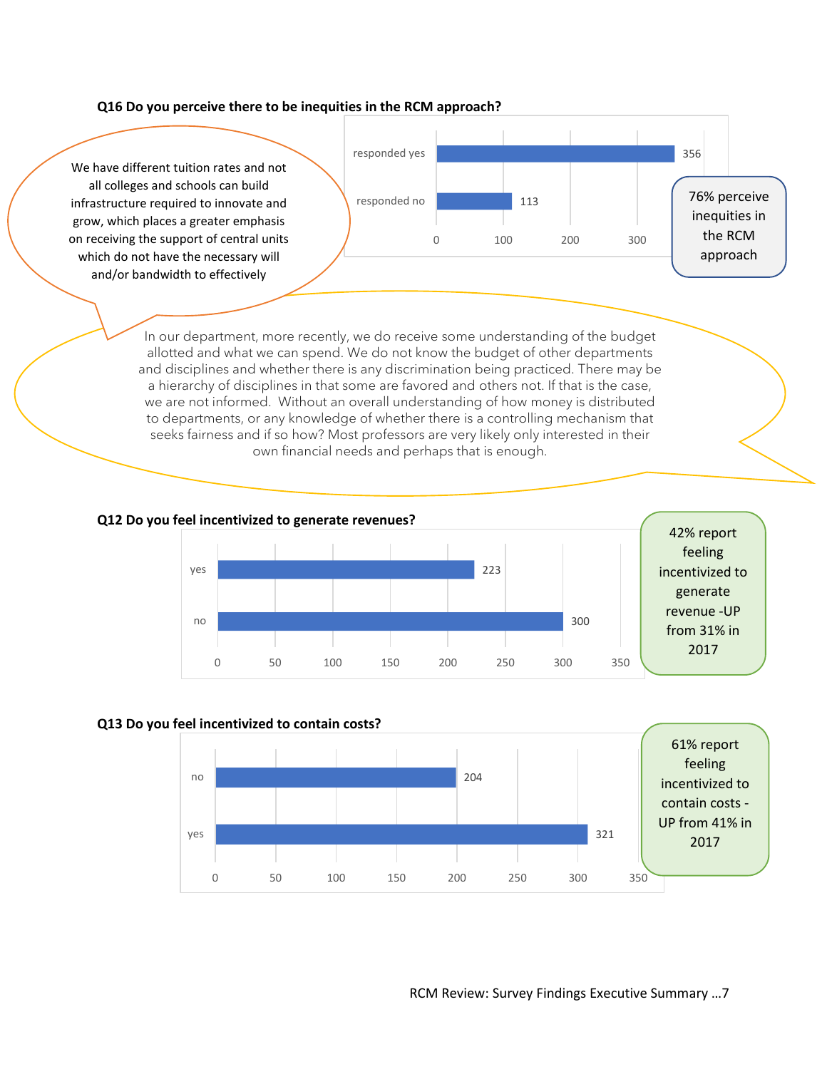**Q16 Do you perceive there to be inequities in the RCM approach?**

| | |
|---|---|
| responded yes | 356 |
| responded no | 113 |

76% perceive inequities in the RCM approach

We have different tuition rates and not all colleges and schools can build infrastructure required to innovate and grow, which places a greater emphasis on receiving the support of central units which do not have the necessary will and/or bandwidth to effectively

In our department, more recently, we do receive some understanding of the budget allotted and what we can spend. We do not know the budget of other departments and disciplines and whether there is any discrimination being practiced. There may be a hierarchy of disciplines in that some are favored and others not. If that is the case, we are not informed. Without an overall understanding of how money is distributed to departments, or any knowledge of whether there is a controlling mechanism that seeks fairness and if so how? Most professors are very likely only interested in their own financial needs and perhaps that is enough.

**Q12 Do you feel incentivized to generate revenues?**

| | |
|---|---|
| yes | 223 |
| no | 300 |

42% report feeling incentivized to generate revenue -UP from 31% in 2017

**Q13 Do you feel incentivized to contain costs?**

| | |
|---|---|
| no | 204 |
| yes | 321 |

61% report feeling incentivized to contain costs - UP from 41% in 2017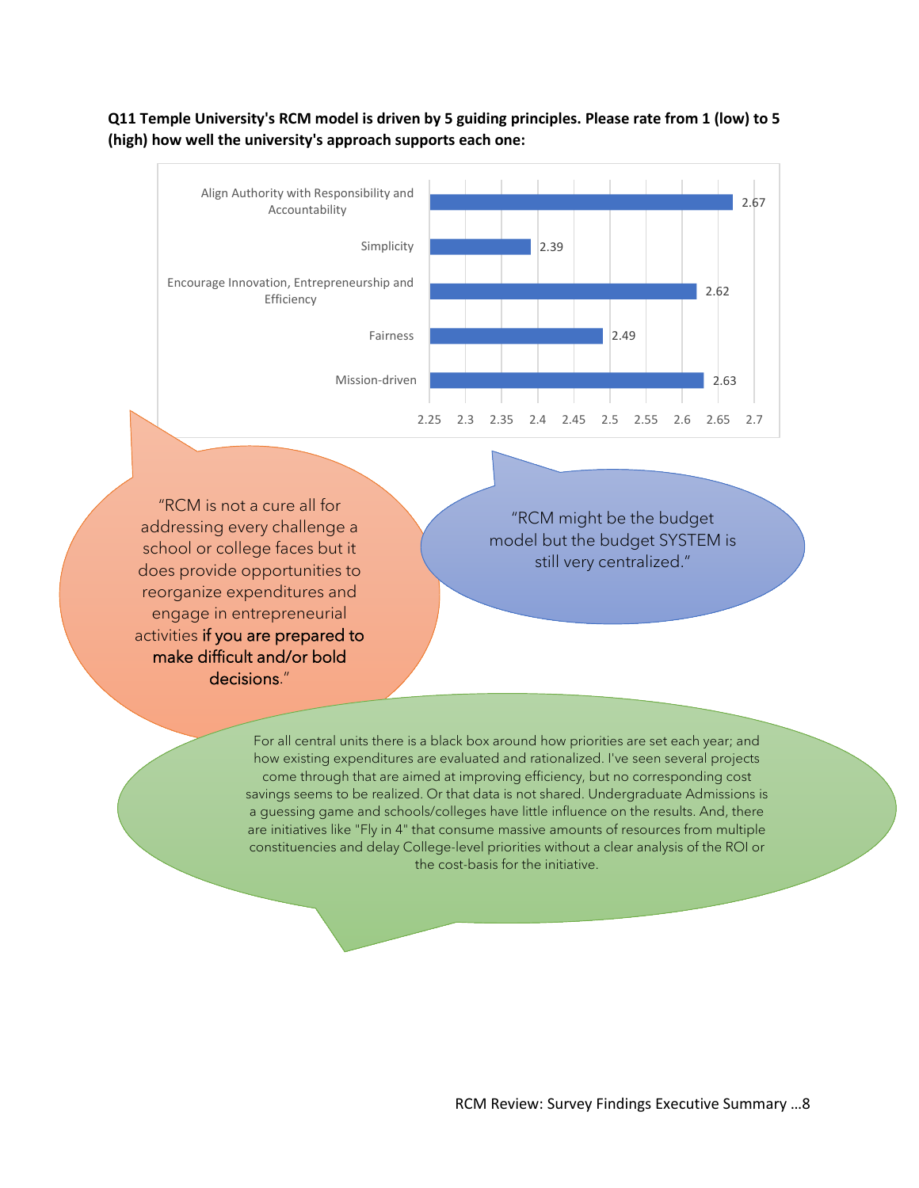**Q11 Temple University's RCM model is driven by 5 guiding principles. Please rate from 1 (low) to 5 (high) how well the university's approach supports each one:**

| Principle | Rating |
| --- | --- |
| Align Authority with Responsibility and Accountability | 2.67 |
| Simplicity | 2.39 |
| Encourage Innovation, Entrepreneurship and Efficiency | 2.62 |
| Fairness | 2.49 |
| Mission-driven | 2.63 |

"RCM is not a cure all for addressing every challenge a school or college faces but it does provide opportunities to reorganize expenditures and engage in entrepreneurial activities if you are prepared to make difficult and/or bold decisions."

"RCM might be the budget model but the budget SYSTEM is still very centralized."

For all central units there is a black box around how priorities are set each year; and how existing expenditures are evaluated and rationalized. I've seen several projects come through that are aimed at improving efficiency, but no corresponding cost savings seems to be realized. Or that data is not shared. Undergraduate Admissions is a guessing game and schools/colleges have little influence on the results. And, there are initiatives like "Fly in 4" that consume massive amounts of resources from multiple constituencies and delay College-level priorities without a clear analysis of the ROI or the cost-basis for the initiative.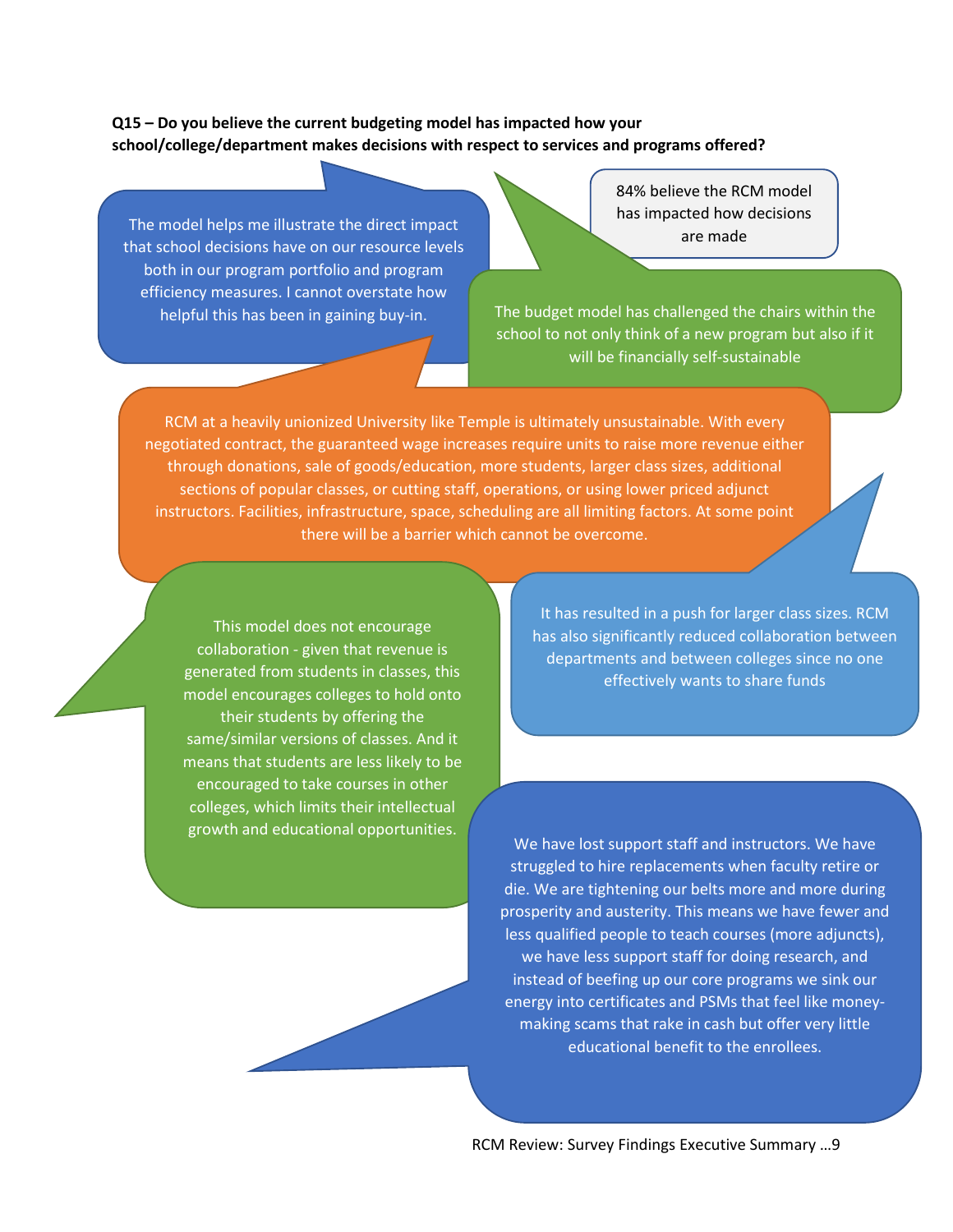**Q15 – Do you believe the current budgeting model has impacted how your school/college/department makes decisions with respect to services and programs offered?**

84% believe the RCM model has impacted how decisions are made

The model helps me illustrate the direct impact that school decisions have on our resource levels both in our program portfolio and program efficiency measures. I cannot overstate how helpful this has been in gaining buy-in.

The budget model has challenged the chairs within the school to not only think of a new program but also if it will be financially self-sustainable

RCM at a heavily unionized University like Temple is ultimately unsustainable. With every negotiated contract, the guaranteed wage increases require units to raise more revenue either through donations, sale of goods/education, more students, larger class sizes, additional sections of popular classes, or cutting staff, operations, or using lower priced adjunct instructors. Facilities, infrastructure, space, scheduling are all limiting factors. At some point there will be a barrier which cannot be overcome.

This model does not encourage collaboration - given that revenue is generated from students in classes, this model encourages colleges to hold onto their students by offering the same/similar versions of classes. And it means that students are less likely to be encouraged to take courses in other colleges, which limits their intellectual growth and educational opportunities.

It has resulted in a push for larger class sizes. RCM has also significantly reduced collaboration between departments and between colleges since no one effectively wants to share funds

We have lost support staff and instructors. We have struggled to hire replacements when faculty retire or die. We are tightening our belts more and more during prosperity and austerity. This means we have fewer and less qualified people to teach courses (more adjuncts), we have less support staff for doing research, and instead of beefing up our core programs we sink our energy into certificates and PSMs that feel like money-making scams that rake in cash but offer very little educational benefit to the enrollees.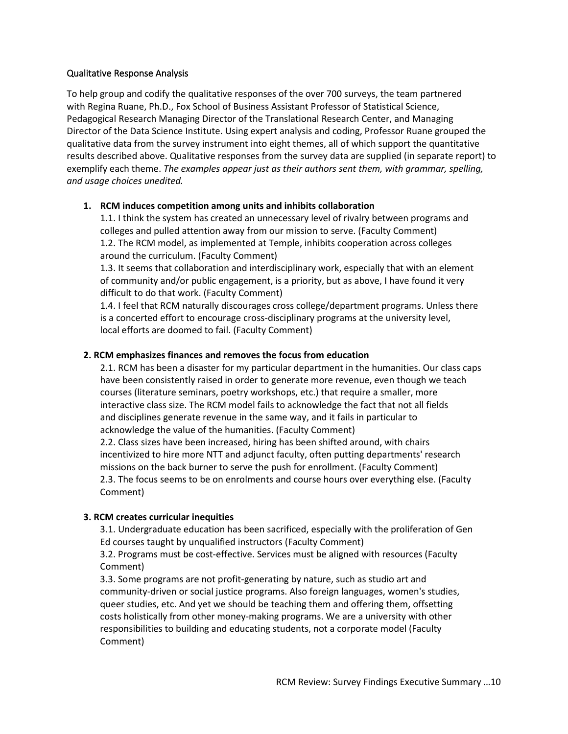## Qualitative Response Analysis

To help group and codify the qualitative responses of the over 700 surveys, the team partnered with Regina Ruane, Ph.D., Fox School of Business Assistant Professor of Statistical Science, Pedagogical Research Managing Director of the Translational Research Center, and Managing Director of the Data Science Institute. Using expert analysis and coding, Professor Ruane grouped the qualitative data from the survey instrument into eight themes, all of which support the quantitative results described above. Qualitative responses from the survey data are supplied (in separate report) to exemplify each theme. *The examples appear just as their authors sent them, with grammar, spelling, and usage choices unedited.*

**1. RCM induces competition among units and inhibits collaboration**

1.1. I think the system has created an unnecessary level of rivalry between programs and colleges and pulled attention away from our mission to serve. (Faculty Comment)

1.2. The RCM model, as implemented at Temple, inhibits cooperation across colleges around the curriculum. (Faculty Comment)

1.3. It seems that collaboration and interdisciplinary work, especially that with an element of community and/or public engagement, is a priority, but as above, I have found it very difficult to do that work. (Faculty Comment)

1.4. I feel that RCM naturally discourages cross college/department programs. Unless there is a concerted effort to encourage cross-disciplinary programs at the university level, local efforts are doomed to fail. (Faculty Comment)

**2. RCM emphasizes finances and removes the focus from education**

2.1. RCM has been a disaster for my particular department in the humanities. Our class caps have been consistently raised in order to generate more revenue, even though we teach courses (literature seminars, poetry workshops, etc.) that require a smaller, more interactive class size. The RCM model fails to acknowledge the fact that not all fields and disciplines generate revenue in the same way, and it fails in particular to acknowledge the value of the humanities. (Faculty Comment)

2.2. Class sizes have been increased, hiring has been shifted around, with chairs incentivized to hire more NTT and adjunct faculty, often putting departments' research missions on the back burner to serve the push for enrollment. (Faculty Comment)

2.3. The focus seems to be on enrolments and course hours over everything else. (Faculty Comment)

**3. RCM creates curricular inequities**

3.1. Undergraduate education has been sacrificed, especially with the proliferation of Gen Ed courses taught by unqualified instructors (Faculty Comment)

3.2. Programs must be cost-effective. Services must be aligned with resources (Faculty Comment)

3.3. Some programs are not profit-generating by nature, such as studio art and community-driven or social justice programs. Also foreign languages, women's studies, queer studies, etc. And yet we should be teaching them and offering them, offsetting costs holistically from other money-making programs. We are a university with other responsibilities to building and educating students, not a corporate model (Faculty Comment)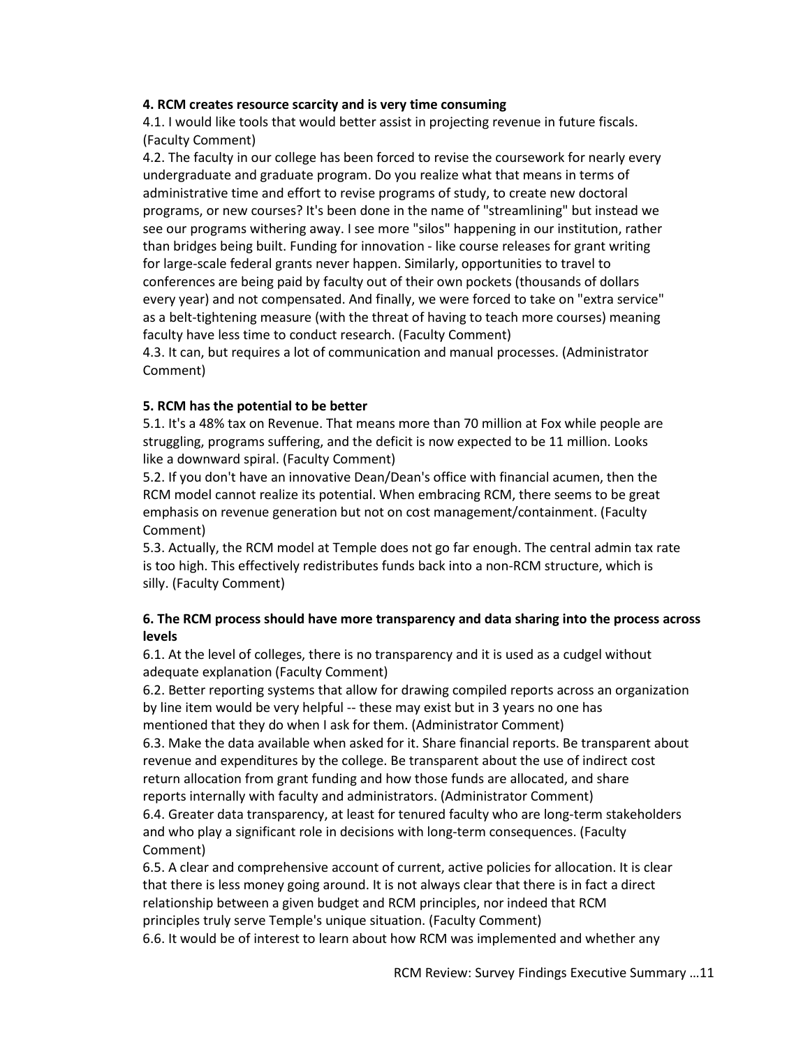**4. RCM creates resource scarcity and is very time consuming**

4.1. I would like tools that would better assist in projecting revenue in future fiscals. (Faculty Comment)

4.2. The faculty in our college has been forced to revise the coursework for nearly every undergraduate and graduate program. Do you realize what that means in terms of administrative time and effort to revise programs of study, to create new doctoral programs, or new courses? It's been done in the name of "streamlining" but instead we see our programs withering away. I see more "silos" happening in our institution, rather than bridges being built. Funding for innovation - like course releases for grant writing for large-scale federal grants never happen. Similarly, opportunities to travel to conferences are being paid by faculty out of their own pockets (thousands of dollars every year) and not compensated. And finally, we were forced to take on "extra service" as a belt-tightening measure (with the threat of having to teach more courses) meaning faculty have less time to conduct research. (Faculty Comment)

4.3. It can, but requires a lot of communication and manual processes. (Administrator Comment)

**5. RCM has the potential to be better**

5.1. It's a 48% tax on Revenue. That means more than 70 million at Fox while people are struggling, programs suffering, and the deficit is now expected to be 11 million. Looks like a downward spiral. (Faculty Comment)

5.2. If you don't have an innovative Dean/Dean's office with financial acumen, then the RCM model cannot realize its potential. When embracing RCM, there seems to be great emphasis on revenue generation but not on cost management/containment. (Faculty Comment)

5.3. Actually, the RCM model at Temple does not go far enough. The central admin tax rate is too high. This effectively redistributes funds back into a non-RCM structure, which is silly. (Faculty Comment)

**6. The RCM process should have more transparency and data sharing into the process across levels**

6.1. At the level of colleges, there is no transparency and it is used as a cudgel without adequate explanation (Faculty Comment)

6.2. Better reporting systems that allow for drawing compiled reports across an organization by line item would be very helpful -- these may exist but in 3 years no one has mentioned that they do when I ask for them. (Administrator Comment)

6.3. Make the data available when asked for it. Share financial reports. Be transparent about revenue and expenditures by the college. Be transparent about the use of indirect cost return allocation from grant funding and how those funds are allocated, and share reports internally with faculty and administrators. (Administrator Comment)

6.4. Greater data transparency, at least for tenured faculty who are long-term stakeholders and who play a significant role in decisions with long-term consequences. (Faculty Comment)

6.5. A clear and comprehensive account of current, active policies for allocation. It is clear that there is less money going around. It is not always clear that there is in fact a direct relationship between a given budget and RCM principles, nor indeed that RCM principles truly serve Temple's unique situation. (Faculty Comment)

6.6. It would be of interest to learn about how RCM was implemented and whether any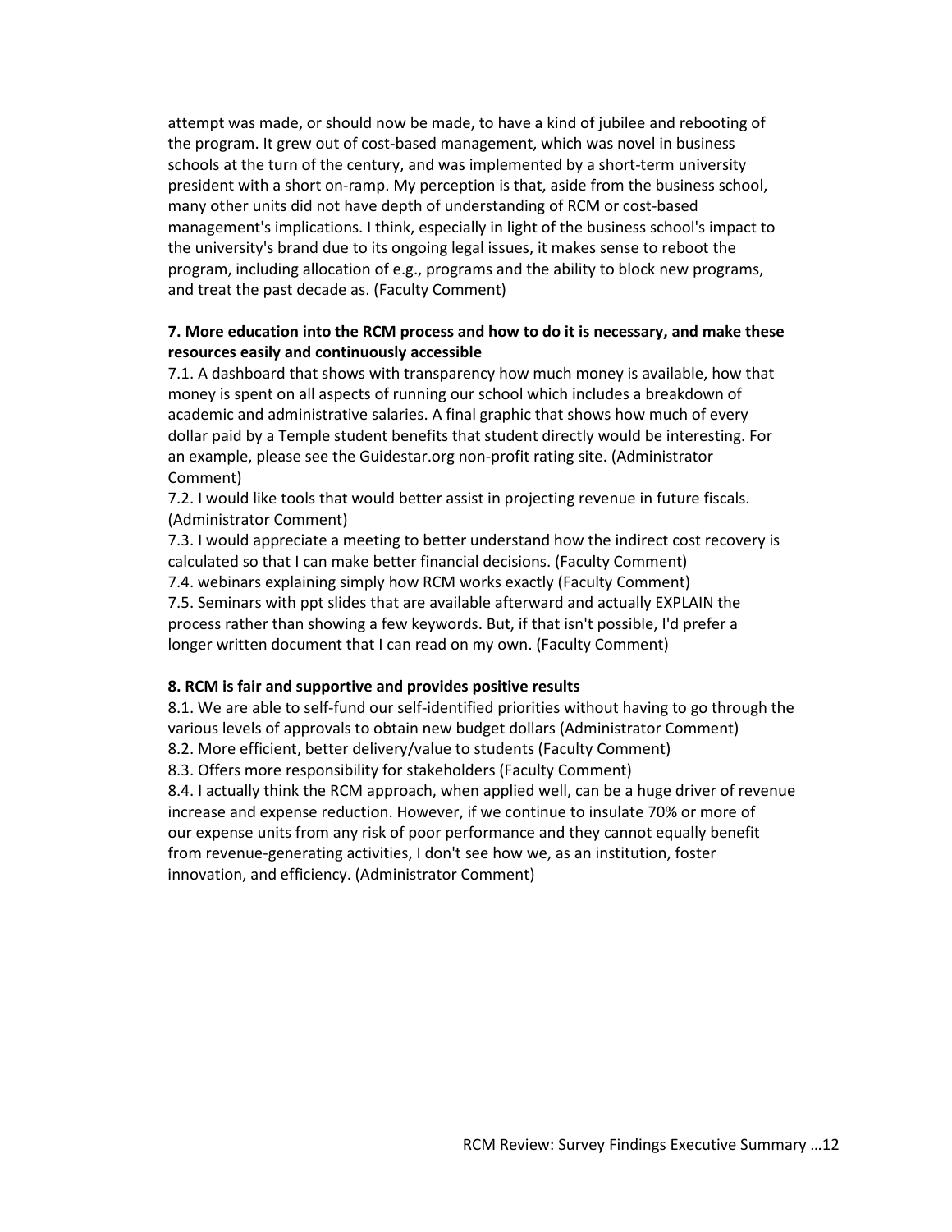attempt was made, or should now be made, to have a kind of jubilee and rebooting of the program. It grew out of cost-based management, which was novel in business schools at the turn of the century, and was implemented by a short-term university president with a short on-ramp. My perception is that, aside from the business school, many other units did not have depth of understanding of RCM or cost-based management's implications. I think, especially in light of the business school's impact to the university's brand due to its ongoing legal issues, it makes sense to reboot the program, including allocation of e.g., programs and the ability to block new programs, and treat the past decade as. (Faculty Comment)

**7. More education into the RCM process and how to do it is necessary, and make these resources easily and continuously accessible**

7.1. A dashboard that shows with transparency how much money is available, how that money is spent on all aspects of running our school which includes a breakdown of academic and administrative salaries. A final graphic that shows how much of every dollar paid by a Temple student benefits that student directly would be interesting. For an example, please see the Guidestar.org non-profit rating site. (Administrator Comment)

7.2. I would like tools that would better assist in projecting revenue in future fiscals. (Administrator Comment)

7.3. I would appreciate a meeting to better understand how the indirect cost recovery is calculated so that I can make better financial decisions. (Faculty Comment)

7.4. webinars explaining simply how RCM works exactly (Faculty Comment)

7.5. Seminars with ppt slides that are available afterward and actually EXPLAIN the process rather than showing a few keywords. But, if that isn't possible, I'd prefer a longer written document that I can read on my own. (Faculty Comment)

**8. RCM is fair and supportive and provides positive results**

8.1. We are able to self-fund our self-identified priorities without having to go through the various levels of approvals to obtain new budget dollars (Administrator Comment)

8.2. More efficient, better delivery/value to students (Faculty Comment)

8.3. Offers more responsibility for stakeholders (Faculty Comment)

8.4. I actually think the RCM approach, when applied well, can be a huge driver of revenue increase and expense reduction. However, if we continue to insulate 70% or more of our expense units from any risk of poor performance and they cannot equally benefit from revenue-generating activities, I don't see how we, as an institution, foster innovation, and efficiency. (Administrator Comment)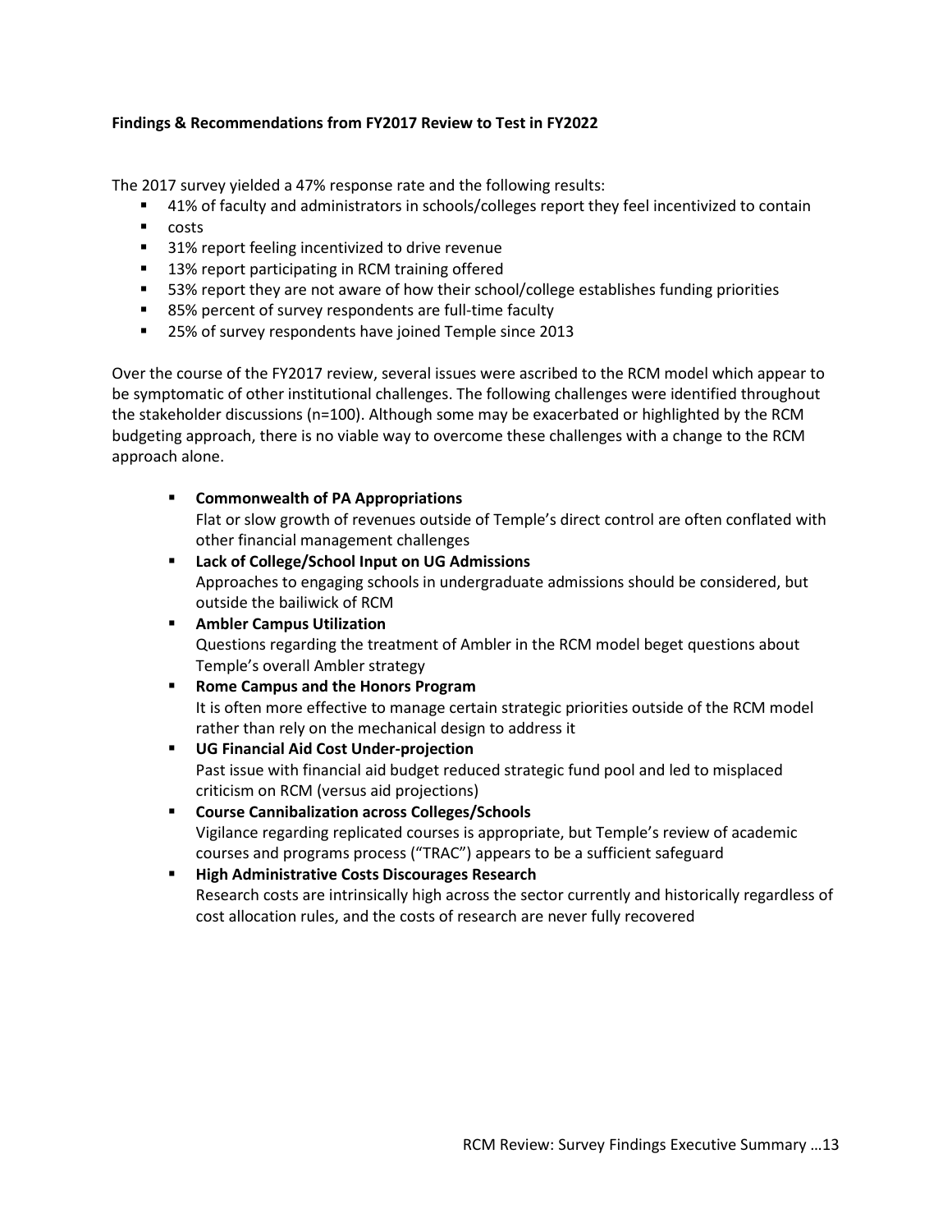**Findings & Recommendations from FY2017 Review to Test in FY2022**

The 2017 survey yielded a 47% response rate and the following results:

- 41% of faculty and administrators in schools/colleges report they feel incentivized to contain
- costs
- 31% report feeling incentivized to drive revenue
- 13% report participating in RCM training offered
- 53% report they are not aware of how their school/college establishes funding priorities
- 85% percent of survey respondents are full-time faculty
- 25% of survey respondents have joined Temple since 2013

Over the course of the FY2017 review, several issues were ascribed to the RCM model which appear to be symptomatic of other institutional challenges. The following challenges were identified throughout the stakeholder discussions (n=100). Although some may be exacerbated or highlighted by the RCM budgeting approach, there is no viable way to overcome these challenges with a change to the RCM approach alone.

- **Commonwealth of PA Appropriations**
  Flat or slow growth of revenues outside of Temple's direct control are often conflated with other financial management challenges
- **Lack of College/School Input on UG Admissions**
  Approaches to engaging schools in undergraduate admissions should be considered, but outside the bailiwick of RCM
- **Ambler Campus Utilization**
  Questions regarding the treatment of Ambler in the RCM model beget questions about Temple's overall Ambler strategy
- **Rome Campus and the Honors Program**
  It is often more effective to manage certain strategic priorities outside of the RCM model rather than rely on the mechanical design to address it
- **UG Financial Aid Cost Under-projection**
  Past issue with financial aid budget reduced strategic fund pool and led to misplaced criticism on RCM (versus aid projections)
- **Course Cannibalization across Colleges/Schools**
  Vigilance regarding replicated courses is appropriate, but Temple's review of academic courses and programs process ("TRAC") appears to be a sufficient safeguard
- **High Administrative Costs Discourages Research**
  Research costs are intrinsically high across the sector currently and historically regardless of cost allocation rules, and the costs of research are never fully recovered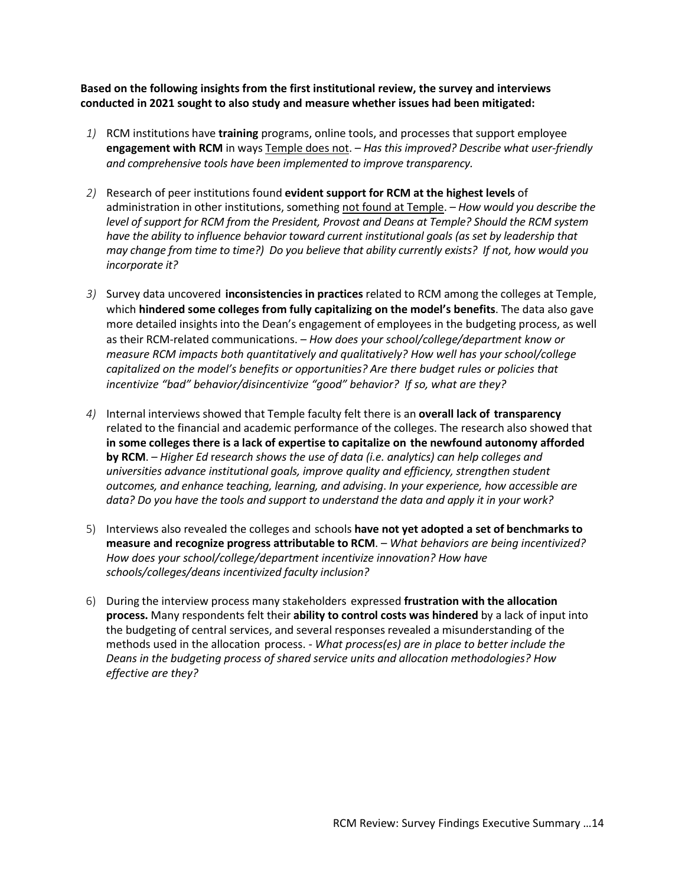**Based on the following insights from the first institutional review, the survey and interviews conducted in 2021 sought to also study and measure whether issues had been mitigated:**

*1)* RCM institutions have **training** programs, online tools, and processes that support employee **engagement with RCM** in ways <u>Temple does not</u>. – *Has this improved? Describe what user-friendly and comprehensive tools have been implemented to improve transparency.*

*2)* Research of peer institutions found **evident support for RCM at the highest levels** of administration in other institutions, something <u>not found at Temple</u>. – *How would you describe the level of support for RCM from the President, Provost and Deans at Temple? Should the RCM system have the ability to influence behavior toward current institutional goals (as set by leadership that may change from time to time?) Do you believe that ability currently exists? If not, how would you incorporate it?*

*3)* Survey data uncovered **inconsistencies in practices** related to RCM among the colleges at Temple, which **hindered some colleges from fully capitalizing on the model's benefits**. The data also gave more detailed insights into the Dean's engagement of employees in the budgeting process, as well as their RCM-related communications. – *How does your school/college/department know or measure RCM impacts both quantitatively and qualitatively? How well has your school/college capitalized on the model's benefits or opportunities? Are there budget rules or policies that incentivize "bad" behavior/disincentivize "good" behavior? If so, what are they?*

*4)* Internal interviews showed that Temple faculty felt there is an **overall lack of transparency** related to the financial and academic performance of the colleges. The research also showed that **in some colleges there is a lack of expertise to capitalize on the newfound autonomy afforded by RCM**. – *Higher Ed research shows the use of data (i.e. analytics) can help colleges and universities advance institutional goals, improve quality and efficiency, strengthen student outcomes, and enhance teaching, learning, and advising. In your experience, how accessible are data? Do you have the tools and support to understand the data and apply it in your work?*

5) Interviews also revealed the colleges and schools **have not yet adopted a set of benchmarks to measure and recognize progress attributable to RCM**. – *What behaviors are being incentivized? How does your school/college/department incentivize innovation? How have schools/colleges/deans incentivized faculty inclusion?*

6) During the interview process many stakeholders expressed **frustration with the allocation process.** Many respondents felt their **ability to control costs was hindered** by a lack of input into the budgeting of central services, and several responses revealed a misunderstanding of the methods used in the allocation process. - *What process(es) are in place to better include the Deans in the budgeting process of shared service units and allocation methodologies? How effective are they?*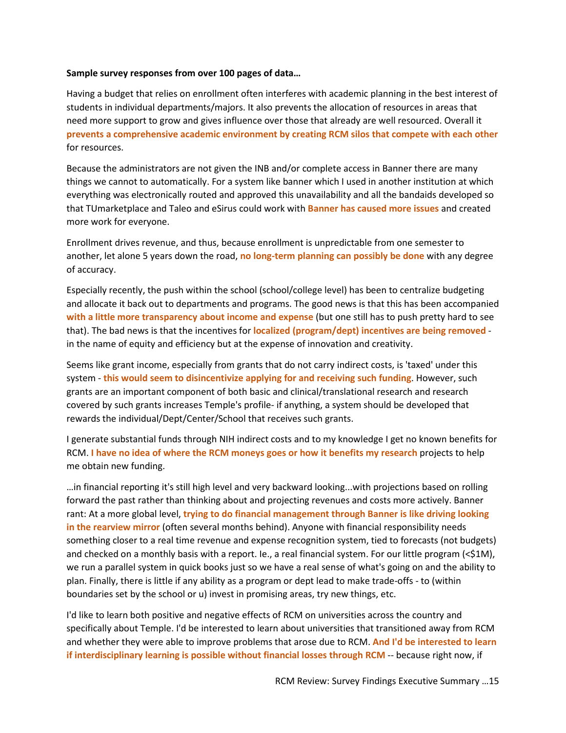**Sample survey responses from over 100 pages of data…**

Having a budget that relies on enrollment often interferes with academic planning in the best interest of students in individual departments/majors. It also prevents the allocation of resources in areas that need more support to grow and gives influence over those that already are well resourced. Overall it **prevents a comprehensive academic environment by creating RCM silos that compete with each other** for resources.

Because the administrators are not given the INB and/or complete access in Banner there are many things we cannot to automatically. For a system like banner which I used in another institution at which everything was electronically routed and approved this unavailability and all the bandaids developed so that TUmarketplace and Taleo and eSirus could work with **Banner has caused more issues** and created more work for everyone.

Enrollment drives revenue, and thus, because enrollment is unpredictable from one semester to another, let alone 5 years down the road, **no long-term planning can possibly be done** with any degree of accuracy.

Especially recently, the push within the school (school/college level) has been to centralize budgeting and allocate it back out to departments and programs. The good news is that this has been accompanied **with a little more transparency about income and expense** (but one still has to push pretty hard to see that). The bad news is that the incentives for **localized (program/dept) incentives are being removed** - in the name of equity and efficiency but at the expense of innovation and creativity.

Seems like grant income, especially from grants that do not carry indirect costs, is 'taxed' under this system - **this would seem to disincentivize applying for and receiving such funding**. However, such grants are an important component of both basic and clinical/translational research and research covered by such grants increases Temple's profile- if anything, a system should be developed that rewards the individual/Dept/Center/School that receives such grants.

I generate substantial funds through NIH indirect costs and to my knowledge I get no known benefits for RCM. **I have no idea of where the RCM moneys goes or how it benefits my research** projects to help me obtain new funding.

…in financial reporting it's still high level and very backward looking...with projections based on rolling forward the past rather than thinking about and projecting revenues and costs more actively. Banner rant: At a more global level, **trying to do financial management through Banner is like driving looking in the rearview mirror** (often several months behind). Anyone with financial responsibility needs something closer to a real time revenue and expense recognition system, tied to forecasts (not budgets) and checked on a monthly basis with a report. Ie., a real financial system. For our little program (<$1M), we run a parallel system in quick books just so we have a real sense of what's going on and the ability to plan. Finally, there is little if any ability as a program or dept lead to make trade-offs - to (within boundaries set by the school or u) invest in promising areas, try new things, etc.

I'd like to learn both positive and negative effects of RCM on universities across the country and specifically about Temple. I'd be interested to learn about universities that transitioned away from RCM and whether they were able to improve problems that arose due to RCM. **And I'd be interested to learn if interdisciplinary learning is possible without financial losses through RCM** -- because right now, if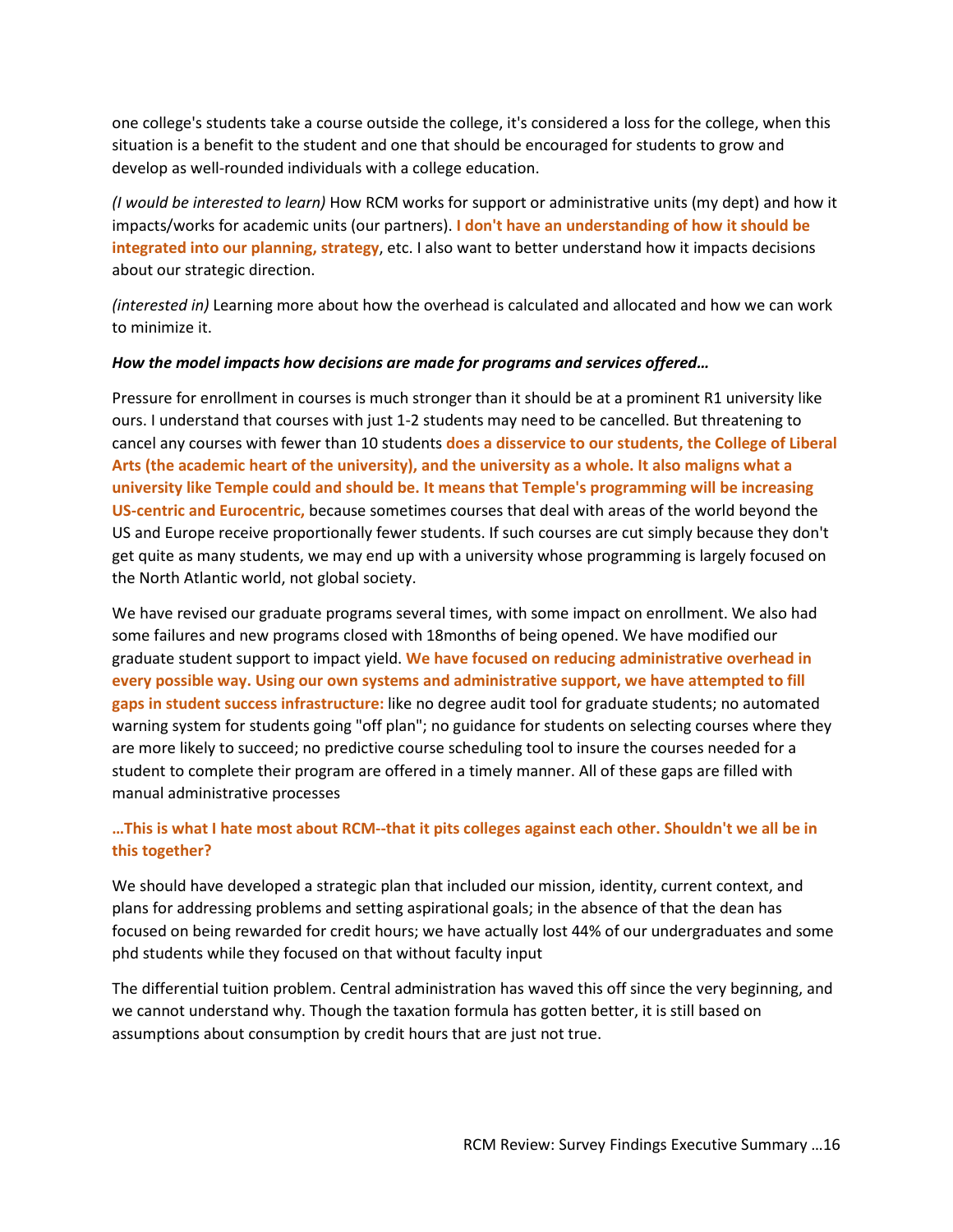one college's students take a course outside the college, it's considered a loss for the college, when this situation is a benefit to the student and one that should be encouraged for students to grow and develop as well-rounded individuals with a college education.

*(I would be interested to learn)* How RCM works for support or administrative units (my dept) and how it impacts/works for academic units (our partners). **I don't have an understanding of how it should be integrated into our planning, strategy**, etc. I also want to better understand how it impacts decisions about our strategic direction.

*(interested in)* Learning more about how the overhead is calculated and allocated and how we can work to minimize it.

***How the model impacts how decisions are made for programs and services offered…***

Pressure for enrollment in courses is much stronger than it should be at a prominent R1 university like ours. I understand that courses with just 1-2 students may need to be cancelled. But threatening to cancel any courses with fewer than 10 students **does a disservice to our students, the College of Liberal Arts (the academic heart of the university), and the university as a whole. It also maligns what a university like Temple could and should be. It means that Temple's programming will be increasing US-centric and Eurocentric,** because sometimes courses that deal with areas of the world beyond the US and Europe receive proportionally fewer students. If such courses are cut simply because they don't get quite as many students, we may end up with a university whose programming is largely focused on the North Atlantic world, not global society.

We have revised our graduate programs several times, with some impact on enrollment. We also had some failures and new programs closed with 18months of being opened. We have modified our graduate student support to impact yield. **We have focused on reducing administrative overhead in every possible way. Using our own systems and administrative support, we have attempted to fill gaps in student success infrastructure:** like no degree audit tool for graduate students; no automated warning system for students going "off plan"; no guidance for students on selecting courses where they are more likely to succeed; no predictive course scheduling tool to insure the courses needed for a student to complete their program are offered in a timely manner. All of these gaps are filled with manual administrative processes

**…This is what I hate most about RCM--that it pits colleges against each other. Shouldn't we all be in this together?**

We should have developed a strategic plan that included our mission, identity, current context, and plans for addressing problems and setting aspirational goals; in the absence of that the dean has focused on being rewarded for credit hours; we have actually lost 44% of our undergraduates and some phd students while they focused on that without faculty input

The differential tuition problem. Central administration has waved this off since the very beginning, and we cannot understand why. Though the taxation formula has gotten better, it is still based on assumptions about consumption by credit hours that are just not true.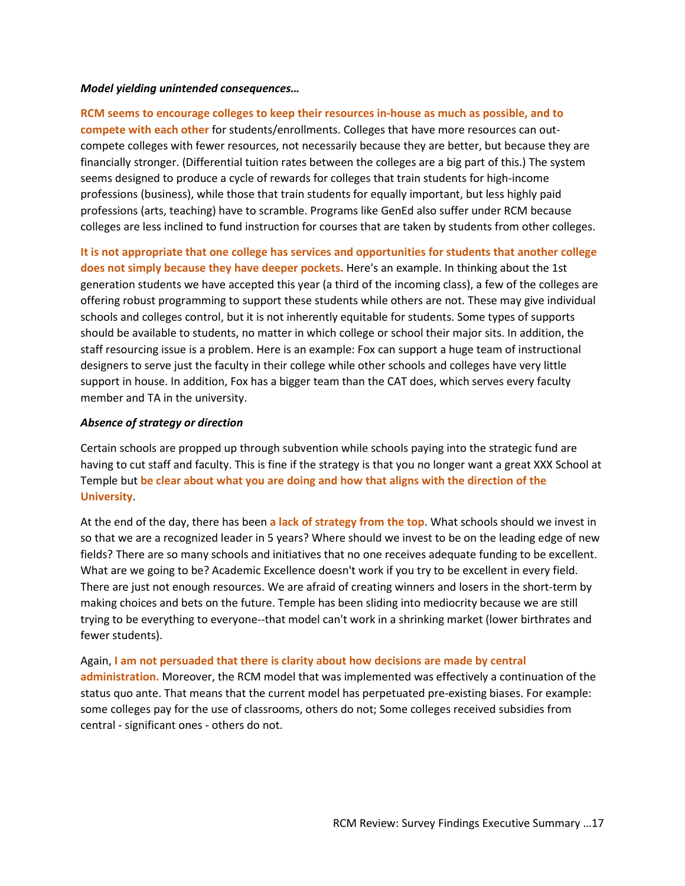***Model yielding unintended consequences…***

**RCM seems to encourage colleges to keep their resources in-house as much as possible, and to compete with each other** for students/enrollments. Colleges that have more resources can out-compete colleges with fewer resources, not necessarily because they are better, but because they are financially stronger. (Differential tuition rates between the colleges are a big part of this.) The system seems designed to produce a cycle of rewards for colleges that train students for high-income professions (business), while those that train students for equally important, but less highly paid professions (arts, teaching) have to scramble. Programs like GenEd also suffer under RCM because colleges are less inclined to fund instruction for courses that are taken by students from other colleges.

**It is not appropriate that one college has services and opportunities for students that another college does not simply because they have deeper pockets.** Here's an example. In thinking about the 1st generation students we have accepted this year (a third of the incoming class), a few of the colleges are offering robust programming to support these students while others are not. These may give individual schools and colleges control, but it is not inherently equitable for students. Some types of supports should be available to students, no matter in which college or school their major sits. In addition, the staff resourcing issue is a problem. Here is an example: Fox can support a huge team of instructional designers to serve just the faculty in their college while other schools and colleges have very little support in house. In addition, Fox has a bigger team than the CAT does, which serves every faculty member and TA in the university.

***Absence of strategy or direction***

Certain schools are propped up through subvention while schools paying into the strategic fund are having to cut staff and faculty. This is fine if the strategy is that you no longer want a great XXX School at Temple but **be clear about what you are doing and how that aligns with the direction of the University**.

At the end of the day, there has been **a lack of strategy from the top**. What schools should we invest in so that we are a recognized leader in 5 years? Where should we invest to be on the leading edge of new fields? There are so many schools and initiatives that no one receives adequate funding to be excellent. What are we going to be? Academic Excellence doesn't work if you try to be excellent in every field. There are just not enough resources. We are afraid of creating winners and losers in the short-term by making choices and bets on the future. Temple has been sliding into mediocrity because we are still trying to be everything to everyone--that model can't work in a shrinking market (lower birthrates and fewer students).

Again, **I am not persuaded that there is clarity about how decisions are made by central administration.** Moreover, the RCM model that was implemented was effectively a continuation of the status quo ante. That means that the current model has perpetuated pre-existing biases. For example: some colleges pay for the use of classrooms, others do not; Some colleges received subsidies from central - significant ones - others do not.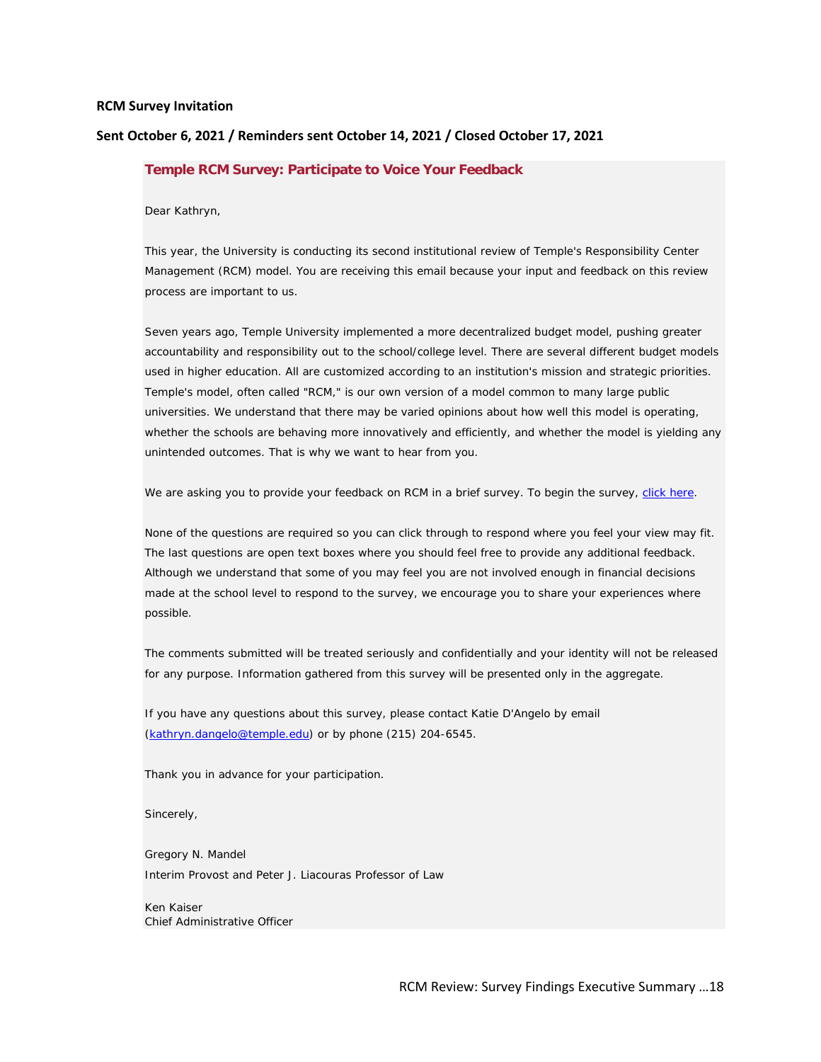**RCM Survey Invitation**

**Sent October 6, 2021 / Reminders sent October 14, 2021 / Closed October 17, 2021**

### Temple RCM Survey: Participate to Voice Your Feedback

Dear Kathryn,

This year, the University is conducting its second institutional review of Temple's Responsibility Center Management (RCM) model. You are receiving this email because your input and feedback on this review process are important to us.

Seven years ago, Temple University implemented a more decentralized budget model, pushing greater accountability and responsibility out to the school/college level. There are several different budget models used in higher education. All are customized according to an institution's mission and strategic priorities. Temple's model, often called "RCM," is our own version of a model common to many large public universities. We understand that there may be varied opinions about how well this model is operating, whether the schools are behaving more innovatively and efficiently, and whether the model is yielding any unintended outcomes. That is why we want to hear from you.

We are asking you to provide your feedback on RCM in a brief survey. To begin the survey, click here.

None of the questions are required so you can click through to respond where you feel your view may fit. The last questions are open text boxes where you should feel free to provide any additional feedback. Although we understand that some of you may feel you are not involved enough in financial decisions made at the school level to respond to the survey, we encourage you to share your experiences where possible.

The comments submitted will be treated seriously and confidentially and your identity will not be released for any purpose. Information gathered from this survey will be presented only in the aggregate.

If you have any questions about this survey, please contact Katie D'Angelo by email (kathryn.dangelo@temple.edu) or by phone (215) 204-6545.

Thank you in advance for your participation.

Sincerely,

Gregory N. Mandel
Interim Provost and Peter J. Liacouras Professor of Law

Ken Kaiser
Chief Administrative Officer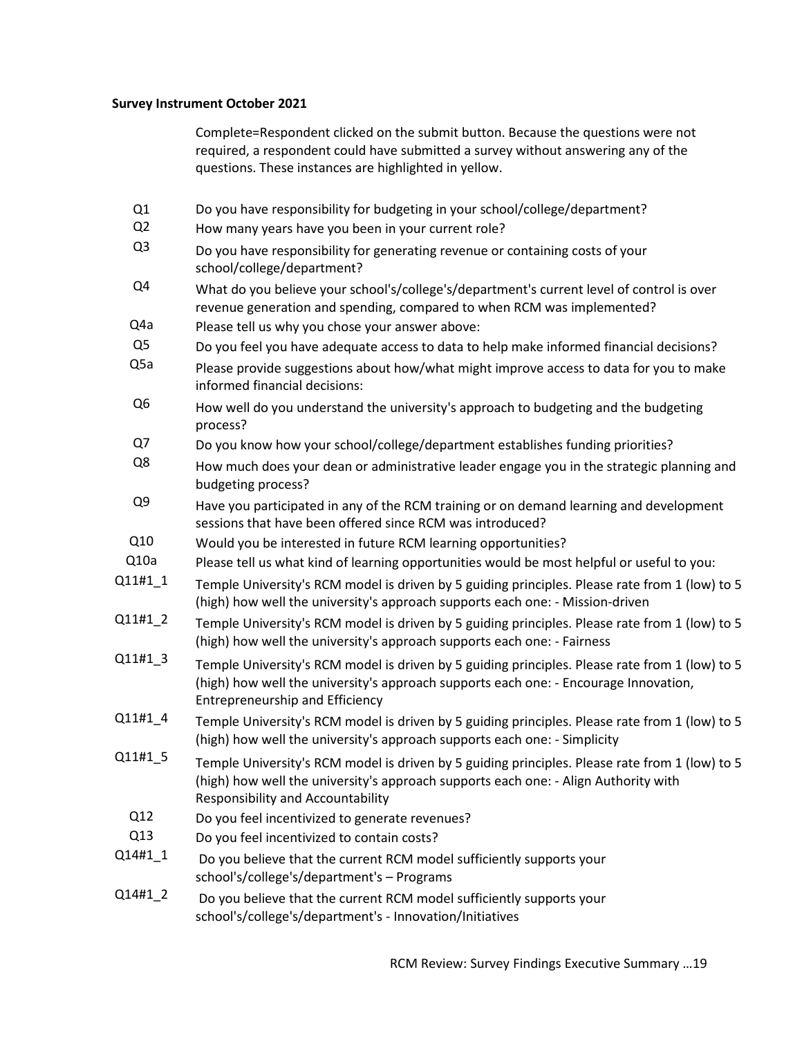**Survey Instrument October 2021**

| | |
|---|---|
| | Complete=Respondent clicked on the submit button. Because the questions were not required, a respondent could have submitted a survey without answering any of the questions. These instances are highlighted in yellow. |
| Q1 | Do you have responsibility for budgeting in your school/college/department? |
| Q2 | How many years have you been in your current role? |
| Q3 | Do you have responsibility for generating revenue or containing costs of your school/college/department? |
| Q4 | What do you believe your school's/college's/department's current level of control is over revenue generation and spending, compared to when RCM was implemented? |
| Q4a | Please tell us why you chose your answer above: |
| Q5 | Do you feel you have adequate access to data to help make informed financial decisions? |
| Q5a | Please provide suggestions about how/what might improve access to data for you to make informed financial decisions: |
| Q6 | How well do you understand the university's approach to budgeting and the budgeting process? |
| Q7 | Do you know how your school/college/department establishes funding priorities? |
| Q8 | How much does your dean or administrative leader engage you in the strategic planning and budgeting process? |
| Q9 | Have you participated in any of the RCM training or on demand learning and development sessions that have been offered since RCM was introduced? |
| Q10 | Would you be interested in future RCM learning opportunities? |
| Q10a | Please tell us what kind of learning opportunities would be most helpful or useful to you: |
| Q11#1_1 | Temple University's RCM model is driven by 5 guiding principles. Please rate from 1 (low) to 5 (high) how well the university's approach supports each one: - Mission-driven |
| Q11#1_2 | Temple University's RCM model is driven by 5 guiding principles. Please rate from 1 (low) to 5 (high) how well the university's approach supports each one: - Fairness |
| Q11#1_3 | Temple University's RCM model is driven by 5 guiding principles. Please rate from 1 (low) to 5 (high) how well the university's approach supports each one: - Encourage Innovation, Entrepreneurship and Efficiency |
| Q11#1_4 | Temple University's RCM model is driven by 5 guiding principles. Please rate from 1 (low) to 5 (high) how well the university's approach supports each one: - Simplicity |
| Q11#1_5 | Temple University's RCM model is driven by 5 guiding principles. Please rate from 1 (low) to 5 (high) how well the university's approach supports each one: - Align Authority with Responsibility and Accountability |
| Q12 | Do you feel incentivized to generate revenues? |
| Q13 | Do you feel incentivized to contain costs? |
| Q14#1_1 | Do you believe that the current RCM model sufficiently supports your school's/college's/department's – Programs |
| Q14#1_2 | Do you believe that the current RCM model sufficiently supports your school's/college's/department's - Innovation/Initiatives |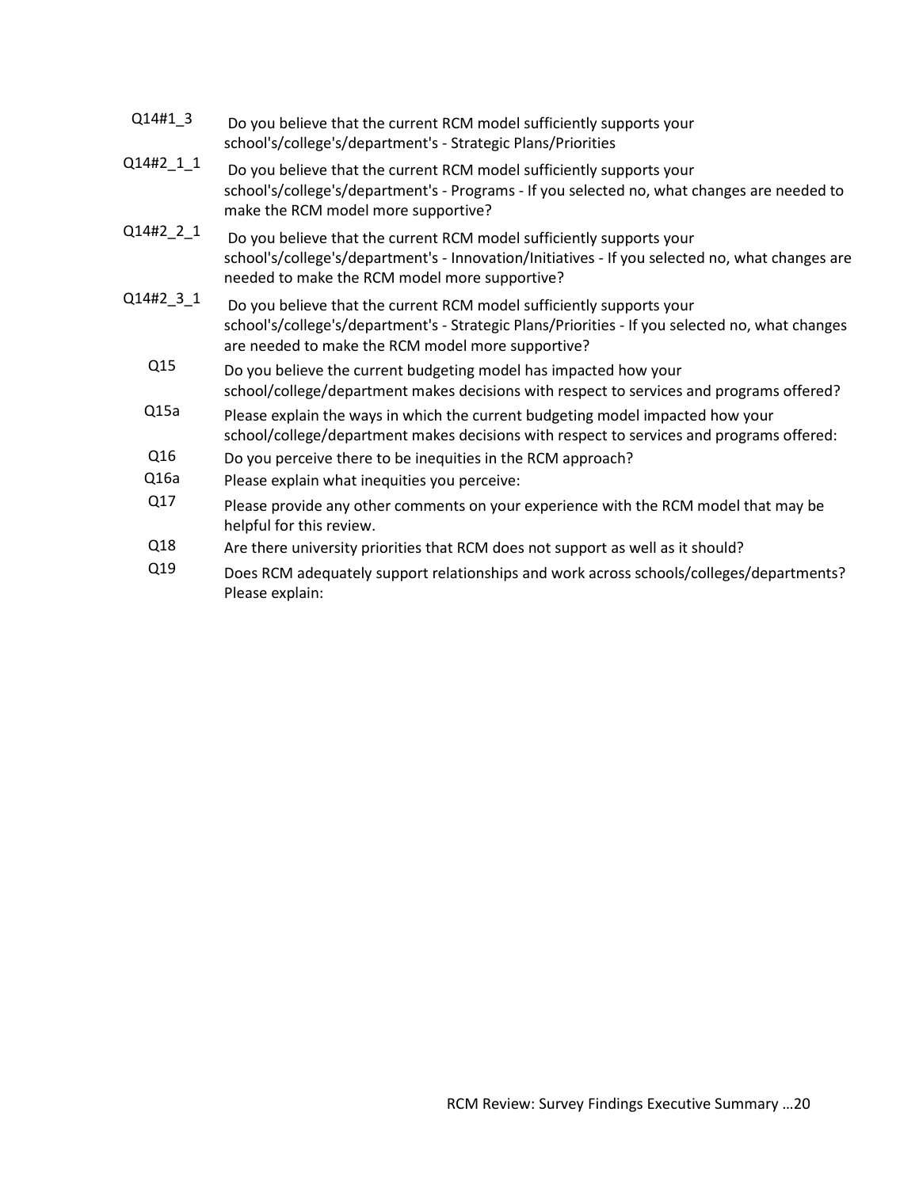| | |
|---|---|
| Q14#1_3 | Do you believe that the current RCM model sufficiently supports your school's/college's/department's - Strategic Plans/Priorities |
| Q14#2_1_1 | Do you believe that the current RCM model sufficiently supports your school's/college's/department's - Programs - If you selected no, what changes are needed to make the RCM model more supportive? |
| Q14#2_2_1 | Do you believe that the current RCM model sufficiently supports your school's/college's/department's - Innovation/Initiatives - If you selected no, what changes are needed to make the RCM model more supportive? |
| Q14#2_3_1 | Do you believe that the current RCM model sufficiently supports your school's/college's/department's - Strategic Plans/Priorities - If you selected no, what changes are needed to make the RCM model more supportive? |
| Q15 | Do you believe the current budgeting model has impacted how your school/college/department makes decisions with respect to services and programs offered? |
| Q15a | Please explain the ways in which the current budgeting model impacted how your school/college/department makes decisions with respect to services and programs offered: |
| Q16 | Do you perceive there to be inequities in the RCM approach? |
| Q16a | Please explain what inequities you perceive: |
| Q17 | Please provide any other comments on your experience with the RCM model that may be helpful for this review. |
| Q18 | Are there university priorities that RCM does not support as well as it should? |
| Q19 | Does RCM adequately support relationships and work across schools/colleges/departments? Please explain: |